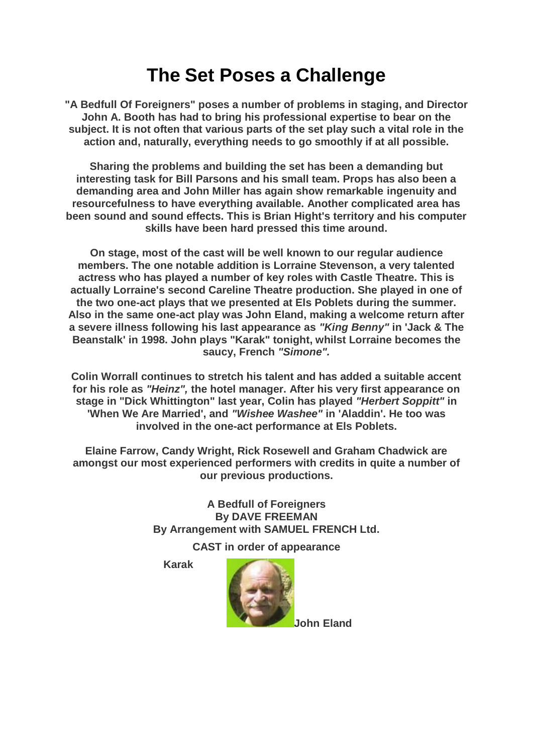# The Set Poses a Challenge

**"A Bedfull Of Foreigners" poses a number of problems in staging, and Director John A. Booth has had to bring his professional expertise to bear on the subject. It is not often that various parts of the set play such a vital role in the action and, naturally, everything needs to go smoothly if at all possible.**

**Sharing the problems and building the set has been a demanding but interesting task for Bill Parsons and his small team. Props has also been a demanding area and John Miller has again show remarkable ingenuity and resourcefulness to have everything available. Another complicated area has been sound and sound effects. This is Brian Hight's territory and his computer skills have been hard pressed this time around.**

**On stage, most of the cast will be well known to our regular audience members. The one notable addition is Lorraine Stevenson, a very talented actress who has played a number of key roles with Castle Theatre. This is actually Lorraine's second Careline Theatre production. She played in one of the two one-act plays that we presented at Els Poblets during the summer. Also in the same one-act play was John Eland, making a welcome return after a severe illness following his last appearance as *"King Benny"* in 'Jack & The Beanstalk' in 1998. John plays "Karak" tonight, whilst Lorraine becomes the saucy, French *"Simone".***

**Colin Worrall continues to stretch his talent and has added a suitable accent for his role as *"Heinz",* the hotel manager. After his very first appearance on stage in "Dick Whittington" last year, Colin has played *"Herbert Soppitt"* in 'When We Are Married', and *"Wishee Washee"* in 'Aladdin'. He too was involved in the one-act performance at Els Poblets.**

**Elaine Farrow, Candy Wright, Rick Rosewell and Graham Chadwick are amongst our most experienced performers with credits in quite a number of our previous productions.**

**A Bedfull of Foreigners**
**By DAVE FREEMAN**
**By Arrangement with SAMUEL FRENCH Ltd.**

**CAST in order of appearance**

**Karak** — **John Eland**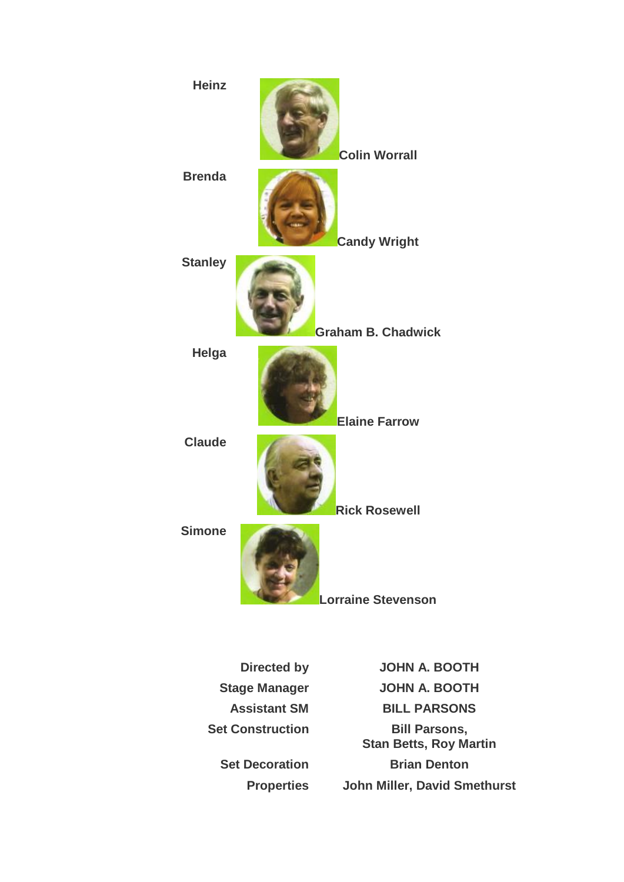| Character | Actor |
|---|---|
| **Heinz** | **Colin Worrall** |
| **Brenda** | **Candy Wright** |
| **Stanley** | **Graham B. Chadwick** |
| **Helga** | **Elaine Farrow** |
| **Claude** | **Rick Rosewell** |
| **Simone** | **Lorraine Stevenson** |

| Role | Name |
|---|---|
| **Directed by** | **JOHN A. BOOTH** |
| **Stage Manager** | **JOHN A. BOOTH** |
| **Assistant SM** | **BILL PARSONS** |
| **Set Construction** | **Bill Parsons, Stan Betts, Roy Martin** |
| **Set Decoration** | **Brian Denton** |
| **Properties** | **John Miller, David Smethurst** |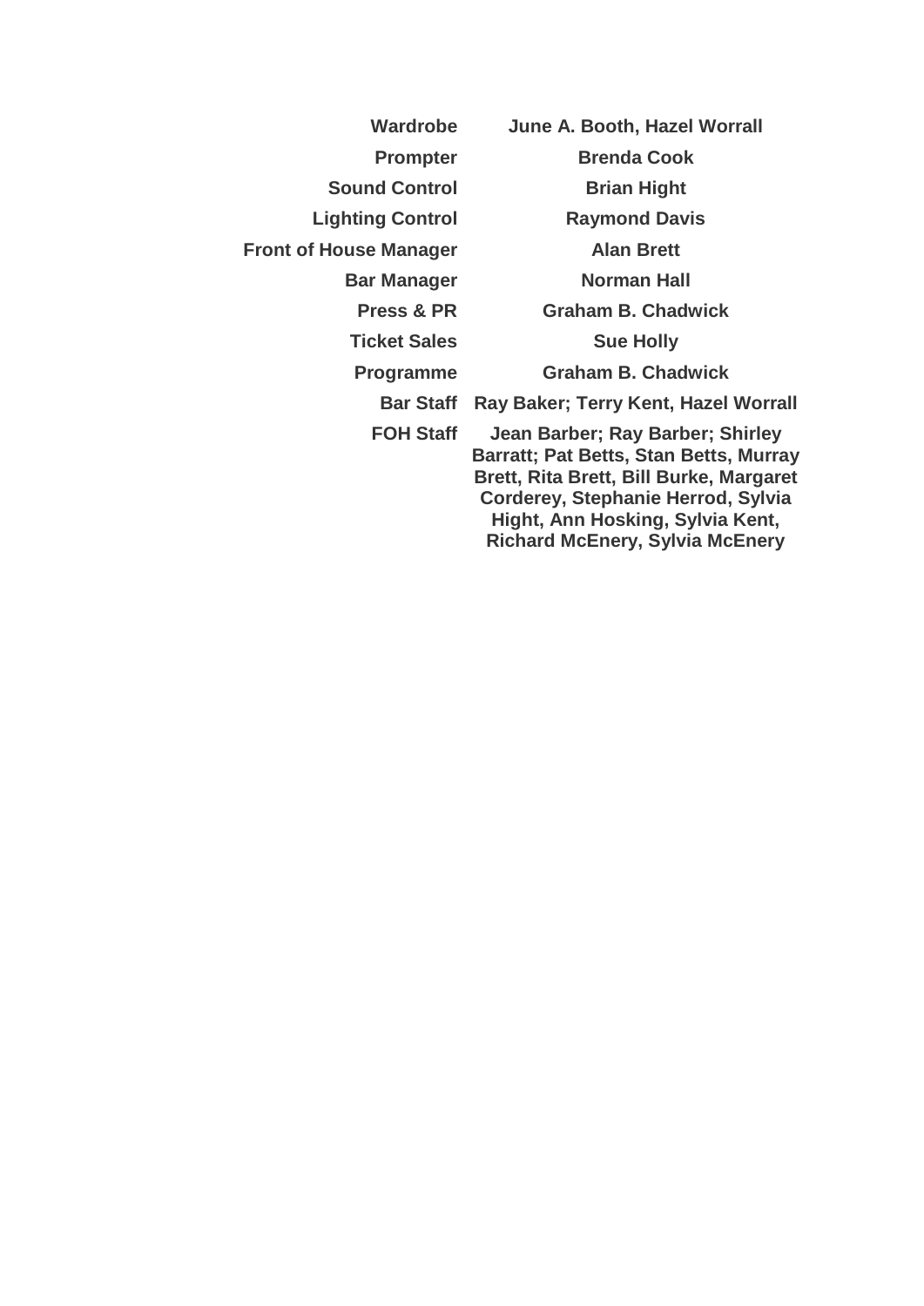| | |
|---|---|
| **Wardrobe** | **June A. Booth, Hazel Worrall** |
| **Prompter** | **Brenda Cook** |
| **Sound Control** | **Brian Hight** |
| **Lighting Control** | **Raymond Davis** |
| **Front of House Manager** | **Alan Brett** |
| **Bar Manager** | **Norman Hall** |
| **Press & PR** | **Graham B. Chadwick** |
| **Ticket Sales** | **Sue Holly** |
| **Programme** | **Graham B. Chadwick** |
| **Bar Staff** | **Ray Baker; Terry Kent, Hazel Worrall** |
| **FOH Staff** | **Jean Barber; Ray Barber; Shirley Barratt; Pat Betts, Stan Betts, Murray Brett, Rita Brett, Bill Burke, Margaret Corderey, Stephanie Herrod, Sylvia Hight, Ann Hosking, Sylvia Kent, Richard McEnery, Sylvia McEnery** |